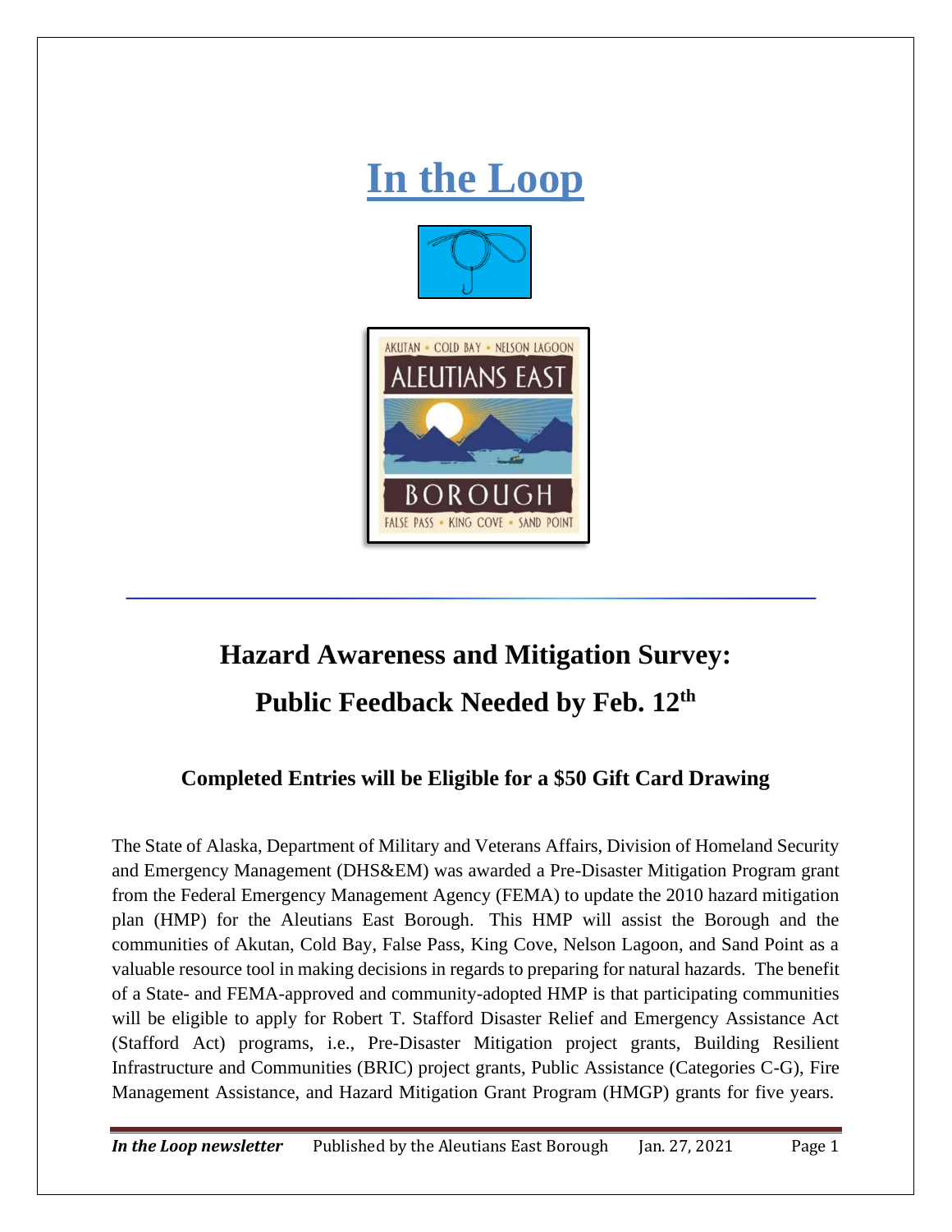# In the Loop

## Hazard Awareness and Mitigation Survey: Public Feedback Needed by Feb. 12th

### Completed Entries will be Eligible for a $50 Gift Card Drawing

The State of Alaska, Department of Military and Veterans Affairs, Division of Homeland Security and Emergency Management (DHS&EM) was awarded a Pre-Disaster Mitigation Program grant from the Federal Emergency Management Agency (FEMA) to update the 2010 hazard mitigation plan (HMP) for the Aleutians East Borough. This HMP will assist the Borough and the communities of Akutan, Cold Bay, False Pass, King Cove, Nelson Lagoon, and Sand Point as a valuable resource tool in making decisions in regards to preparing for natural hazards. The benefit of a State- and FEMA-approved and community-adopted HMP is that participating communities will be eligible to apply for Robert T. Stafford Disaster Relief and Emergency Assistance Act (Stafford Act) programs, i.e., Pre-Disaster Mitigation project grants, Building Resilient Infrastructure and Communities (BRIC) project grants, Public Assistance (Categories C-G), Fire Management Assistance, and Hazard Mitigation Grant Program (HMGP) grants for five years.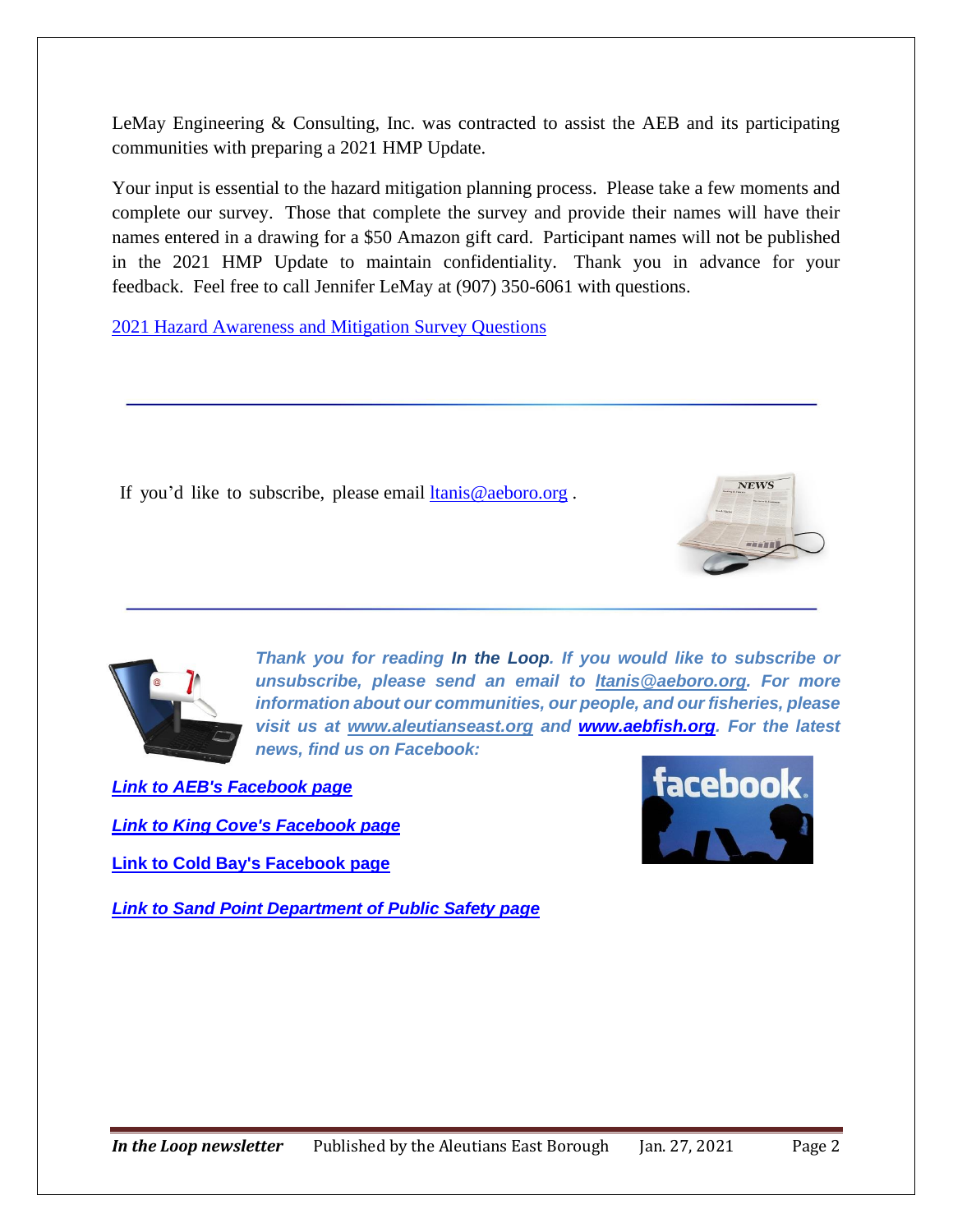LeMay Engineering & Consulting, Inc. was contracted to assist the AEB and its participating communities with preparing a 2021 HMP Update.

Your input is essential to the hazard mitigation planning process. Please take a few moments and complete our survey. Those that complete the survey and provide their names will have their names entered in a drawing for a $50 Amazon gift card. Participant names will not be published in the 2021 HMP Update to maintain confidentiality. Thank you in advance for your feedback. Feel free to call Jennifer LeMay at (907) 350-6061 with questions.

2021 Hazard Awareness and Mitigation Survey Questions

---

If you'd like to subscribe, please email ltanis@aeboro.org .

---

***Thank you for reading In the Loop. If you would like to subscribe or unsubscribe, please send an email to ltanis@aeboro.org. For more information about our communities, our people, and our fisheries, please visit us at www.aleutianseast.org and www.aebfish.org. For the latest news, find us on Facebook:***

***Link to AEB's Facebook page***

***Link to King Cove's Facebook page***

**Link to Cold Bay's Facebook page**

***Link to Sand Point Department of Public Safety page***